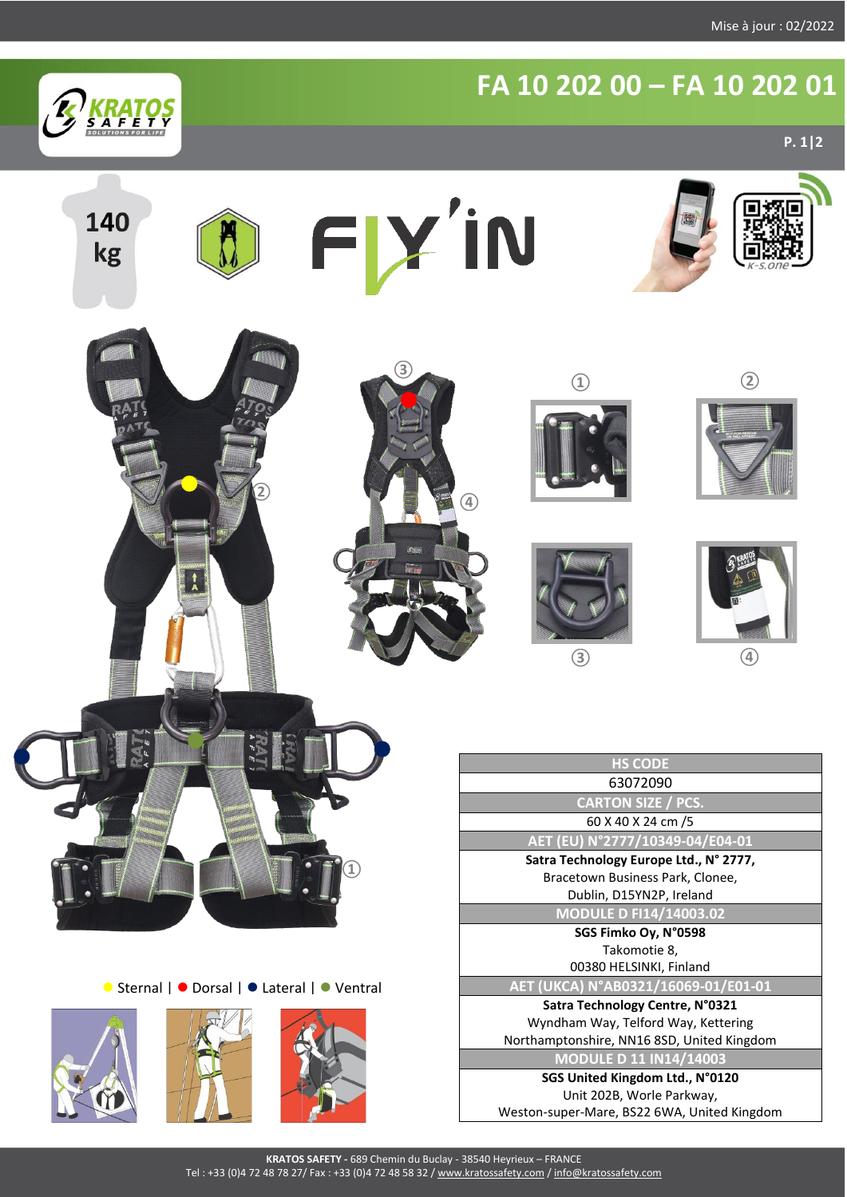Mise à jour : 02/2022

# FA 10 202 00 – FA 10 202 01

140 kg

FLY'IN

● Sternal | ● Dorsal | ● Lateral | ● Ventral

| HS CODE |
| --- |
| 63072090 |
| **CARTON SIZE / PCS.** |
| 60 X 40 X 24 cm /5 |
| **AET (EU) N°2777/10349-04/E04-01** |
| **Satra Technology Europe Ltd., N° 2777,** Bracetown Business Park, Clonee, Dublin, D15YN2P, Ireland |
| **MODULE D FI14/14003.02** |
| **SGS Fimko Oy, N°0598** Takomotie 8, 00380 HELSINKI, Finland |
| **AET (UKCA) N°AB0321/16069-01/E01-01** |
| **Satra Technology Centre, N°0321** Wyndham Way, Telford Way, Kettering Northamptonshire, NN16 8SD, United Kingdom |
| **MODULE D 11 IN14/14003** |
| **SGS United Kingdom Ltd., N°0120** Unit 202B, Worle Parkway, Weston-super-Mare, BS22 6WA, United Kingdom |

**KRATOS SAFETY -** 689 Chemin du Buclay - 38540 Heyrieux – FRANCE
Tel : +33 (0)4 72 48 78 27/ Fax : +33 (0)4 72 48 58 32 / www.kratossafety.com / info@kratossafety.com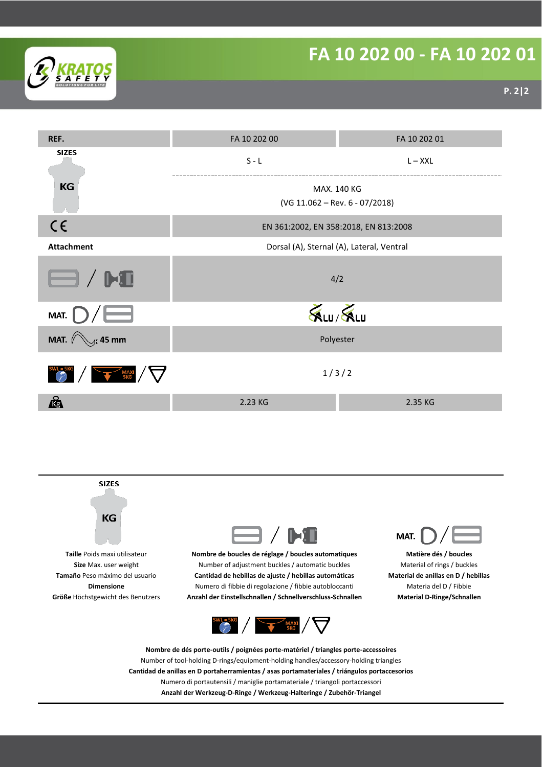# FA 10 202 00 - FA 10 202 01

| REF. | FA 10 202 00 | FA 10 202 01 |
|---|---|---|
| SIZES | S - L | L – XXL |
| KG | MAX. 140 KG (VG 11.062 – Rev. 6 - 07/2018) | |
| CE | EN 361:2002, EN 358:2018, EN 813:2008 | |
| Attachment | Dorsal (A), Sternal (A), Lateral, Ventral | |
| / | 4/2 | |
| MAT. / | ALU / ALU | |
| MAT. : 45 mm | Polyester | |
| SWL = 5KG / MAXI 5KG / | 1 / 3 / 2 | |
| Kg | 2.23 KG | 2.35 KG |

SIZES

KG

**Taille** Poids maxi utilisateur
**Size** Max. user weight
**Tamaño** Peso máximo del usuario
**Dimensione**
**Größe** Höchstgewicht des Benutzers

**Nombre de boucles de réglage / boucles automatiques**
Number of adjustment buckles / automatic buckles
**Cantidad de hebillas de ajuste / hebillas automáticas**
Numero di fibbie di regolazione / fibbie autobloccanti
**Anzahl der Einstellschnallen / Schnellverschluss-Schnallen**

MAT.

**Matière dés / boucles**
Material of rings / buckles
**Material de anillas en D / hebillas**
Materia del D / Fibbie
**Material D-Ringe/Schnallen**

SWL = 5KG / MAXI 5KG

**Nombre de dés porte-outils / poignées porte-matériel / triangles porte-accessoires**
Number of tool-holding D-rings/equipment-holding handles/accessory-holding triangles
**Cantidad de anillas en D portaherramientas / asas portamateriales / triángulos portaccesorios**
Numero di portautensili / maniglie portamateriale / triangoli portaccessori
**Anzahl der Werkzeug-D-Ringe / Werkzeug-Halteringe / Zubehör-Triangel**